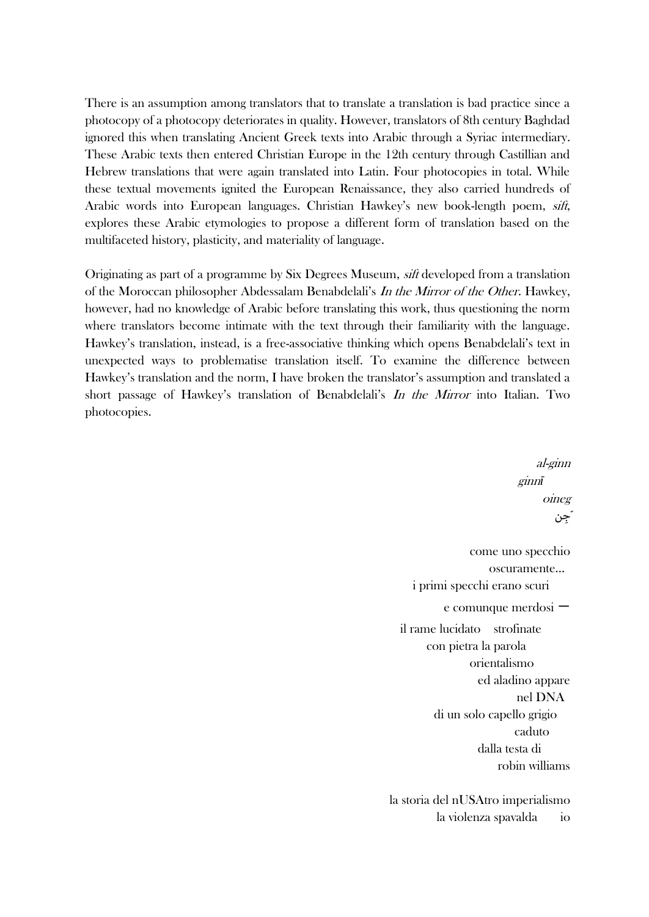There is an assumption among translators that to translate a translation is bad practice since a photocopy of a photocopy deteriorates in quality. However, translators of 8th century Baghdad ignored this when translating Ancient Greek texts into Arabic through a Syriac intermediary. These Arabic texts then entered Christian Europe in the 12th century through Castillian and Hebrew translations that were again translated into Latin. Four photocopies in total. While these textual movements ignited the European Renaissance, they also carried hundreds of Arabic words into European languages. Christian Hawkey's new book-length poem, *sift*, explores these Arabic etymologies to propose a different form of translation based on the multifaceted history, plasticity, and materiality of language.

Originating as part of a programme by Six Degrees Museum, *sift* developed from a translation of the Moroccan philosopher Abdessalam Benabdelali's *In the Mirror of the Other.* Hawkey, however, had no knowledge of Arabic before translating this work, thus questioning the norm where translators become intimate with the text through their familiarity with the language. Hawkey's translation, instead, is a free-associative thinking which opens Benabdelali's text in unexpected ways to problematise translation itself. To examine the difference between Hawkey's translation and the norm, I have broken the translator's assumption and translated a short passage of Hawkey's translation of Benabdelali's *In the Mirror* into Italian. Two photocopies.

*al-ginn*
*ginnī*
*oineg*
جِن

come uno specchio
oscuramente...
i primi specchi erano scuri
e comunque merdosi —
il rame lucidato strofinate
con pietra la parola
orientalismo
ed aladino appare
nel DNA
di un solo capello grigio
caduto
dalla testa di
robin williams

la storia del nUSAtro imperialismo
la violenza spavalda io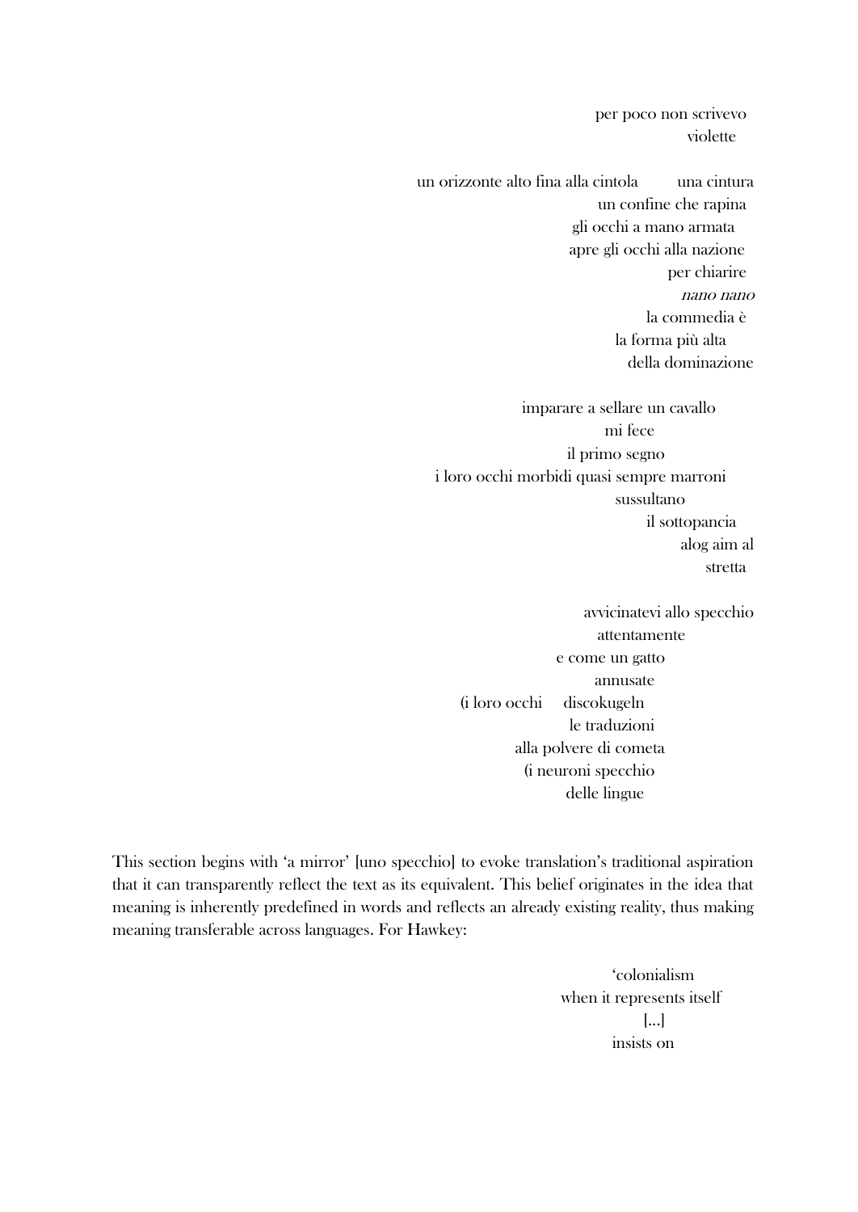per poco non scrivevo
violette

un orizzonte alto fina alla cintola una cintura
un confine che rapina
gli occhi a mano armata
apre gli occhi alla nazione
per chiarire
*nano nano*
la commedia è
la forma più alta
della dominazione

imparare a sellare un cavallo
mi fece
il primo segno
i loro occhi morbidi quasi sempre marroni
sussultano
il sottopancia
alog aim al
stretta

avvicinatevi allo specchio
attentamente
e come un gatto
annusate
(i loro occhi discokugeln
le traduzioni
alla polvere di cometa
(i neuroni specchio
delle lingue

This section begins with 'a mirror' [uno specchio] to evoke translation's traditional aspiration that it can transparently reflect the text as its equivalent. This belief originates in the idea that meaning is inherently predefined in words and reflects an already existing reality, thus making meaning transferable across languages. For Hawkey:

'colonialism
when it represents itself
[...]
insists on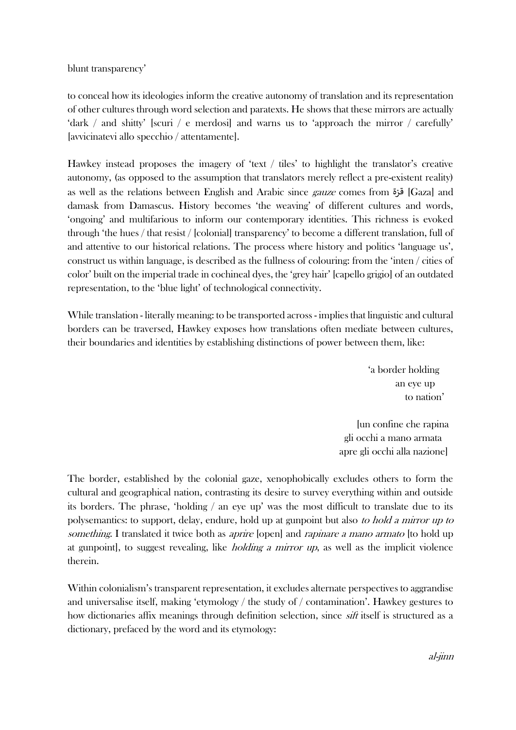blunt transparency'

to conceal how its ideologies inform the creative autonomy of translation and its representation of other cultures through word selection and paratexts. He shows that these mirrors are actually 'dark / and shitty' [scuri / e merdosi] and warns us to 'approach the mirror / carefully' [avvicinatevi allo specchio / attentamente].

Hawkey instead proposes the imagery of 'text / tiles' to highlight the translator's creative autonomy, (as opposed to the assumption that translators merely reflect a pre-existent reality) as well as the relations between English and Arabic since *gauze* comes from قزة [Gaza] and damask from Damascus. History becomes 'the weaving' of different cultures and words, 'ongoing' and multifarious to inform our contemporary identities. This richness is evoked through 'the hues / that resist / [colonial] transparency' to become a different translation, full of and attentive to our historical relations. The process where history and politics 'language us', construct us within language, is described as the fullness of colouring: from the 'inten / cities of color' built on the imperial trade in cochineal dyes, the 'grey hair' [capello grigio] of an outdated representation, to the 'blue light' of technological connectivity.

While translation - literally meaning: to be transported across - implies that linguistic and cultural borders can be traversed, Hawkey exposes how translations often mediate between cultures, their boundaries and identities by establishing distinctions of power between them, like:

> 'a border holding
> an eye up
> to nation'
>
> [un confine che rapina
> gli occhi a mano armata
> apre gli occhi alla nazione]

The border, established by the colonial gaze, xenophobically excludes others to form the cultural and geographical nation, contrasting its desire to survey everything within and outside its borders. The phrase, 'holding / an eye up' was the most difficult to translate due to its polysemantics: to support, delay, endure, hold up at gunpoint but also *to hold a mirror up to something*. I translated it twice both as *aprire* [open] and *rapinare a mano armato* [to hold up at gunpoint], to suggest revealing, like *holding a mirror up*, as well as the implicit violence therein.

Within colonialism's transparent representation, it excludes alternate perspectives to aggrandise and universalise itself, making 'etymology / the study of / contamination'. Hawkey gestures to how dictionaries affix meanings through definition selection, since *sift* itself is structured as a dictionary, prefaced by the word and its etymology:

*al-jinn*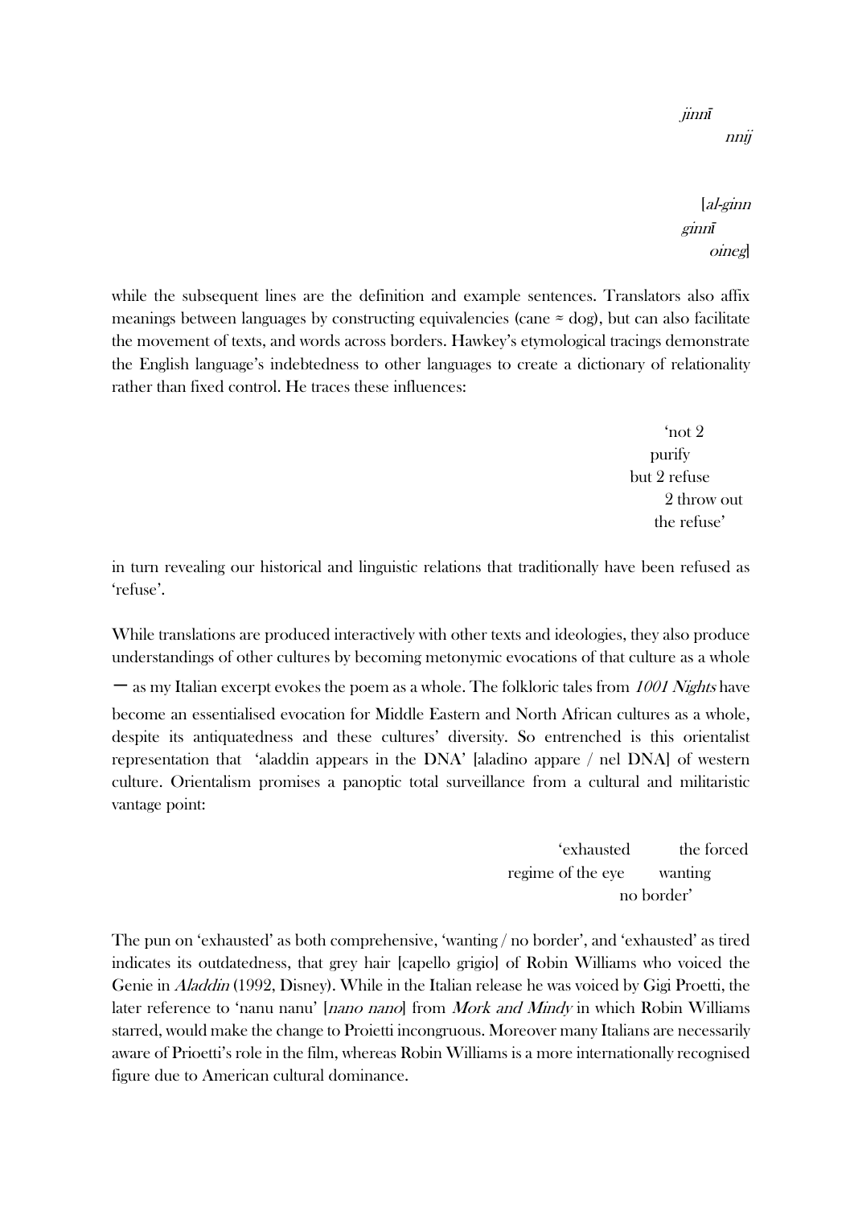*jinnī*
*nnij*

[*al-ginn*
*ginnī*
*oineg*]

while the subsequent lines are the definition and example sentences. Translators also affix meanings between languages by constructing equivalencies (cane ≈ dog), but can also facilitate the movement of texts, and words across borders. Hawkey's etymological tracings demonstrate the English language's indebtedness to other languages to create a dictionary of relationality rather than fixed control. He traces these influences:

> 'not 2
> purify
> but 2 refuse
> 2 throw out
> the refuse'

in turn revealing our historical and linguistic relations that traditionally have been refused as 'refuse'.

While translations are produced interactively with other texts and ideologies, they also produce understandings of other cultures by becoming metonymic evocations of that culture as a whole — as my Italian excerpt evokes the poem as a whole. The folkloric tales from *1001 Nights* have become an essentialised evocation for Middle Eastern and North African cultures as a whole, despite its antiquatedness and these cultures' diversity. So entrenched is this orientalist representation that 'aladdin appears in the DNA' [aladino appare / nel DNA] of western culture. Orientalism promises a panoptic total surveillance from a cultural and militaristic vantage point:

> 'exhausted the forced
> regime of the eye wanting
> no border'

The pun on 'exhausted' as both comprehensive, 'wanting / no border', and 'exhausted' as tired indicates its outdatedness, that grey hair [capello grigio] of Robin Williams who voiced the Genie in *Aladdin* (1992, Disney). While in the Italian release he was voiced by Gigi Proetti, the later reference to 'nanu nanu' [*nano nano*] from *Mork and Mindy* in which Robin Williams starred, would make the change to Proietti incongruous. Moreover many Italians are necessarily aware of Prioetti's role in the film, whereas Robin Williams is a more internationally recognised figure due to American cultural dominance.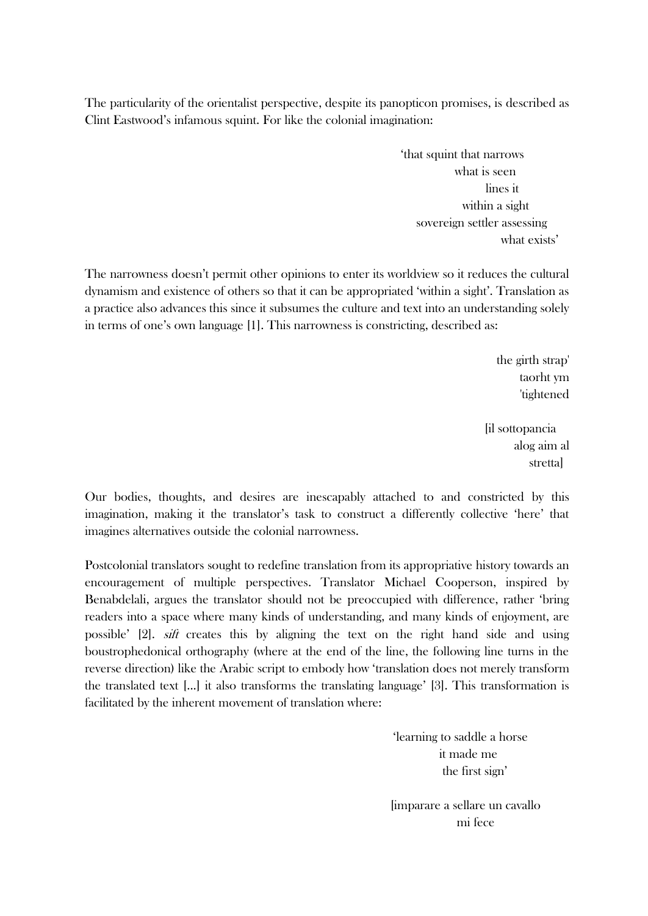The particularity of the orientalist perspective, despite its panopticon promises, is described as Clint Eastwood's infamous squint. For like the colonial imagination:

> 'that squint that narrows
> what is seen
> lines it
> within a sight
> sovereign settler assessing
> what exists'

The narrowness doesn't permit other opinions to enter its worldview so it reduces the cultural dynamism and existence of others so that it can be appropriated 'within a sight'. Translation as a practice also advances this since it subsumes the culture and text into an understanding solely in terms of one's own language [1]. This narrowness is constricting, described as:

> the girth strap'
> taorht ym
> 'tightened
>
> [il sottopancia
> alog aim al
> stretta]

Our bodies, thoughts, and desires are inescapably attached to and constricted by this imagination, making it the translator's task to construct a differently collective 'here' that imagines alternatives outside the colonial narrowness.

Postcolonial translators sought to redefine translation from its appropriative history towards an encouragement of multiple perspectives. Translator Michael Cooperson, inspired by Benabdelali, argues the translator should not be preoccupied with difference, rather 'bring readers into a space where many kinds of understanding, and many kinds of enjoyment, are possible' [2]. *sift* creates this by aligning the text on the right hand side and using boustrophedonical orthography (where at the end of the line, the following line turns in the reverse direction) like the Arabic script to embody how 'translation does not merely transform the translated text [...] it also transforms the translating language' [3]. This transformation is facilitated by the inherent movement of translation where:

> 'learning to saddle a horse
> it made me
> the first sign'
>
> [imparare a sellare un cavallo
> mi fece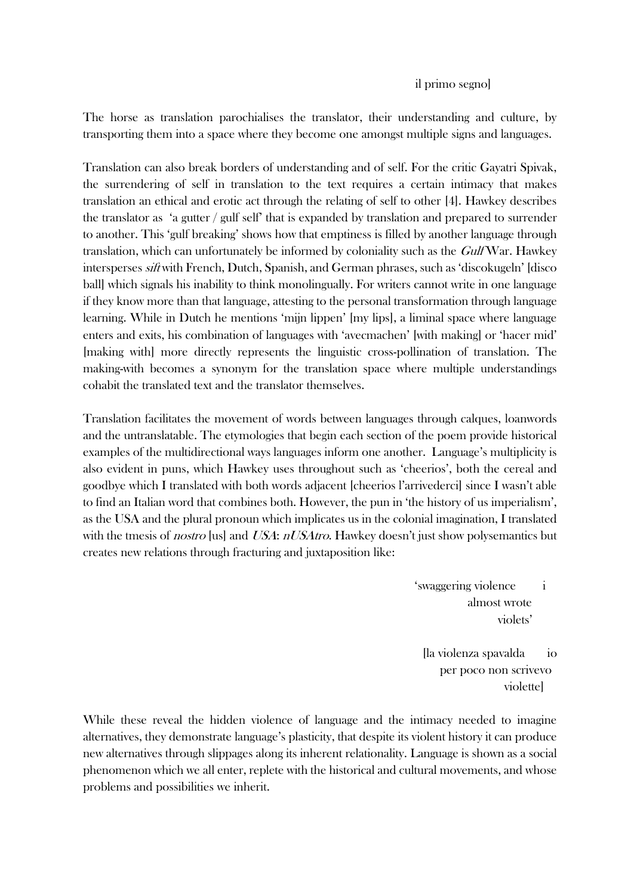il primo segno]

The horse as translation parochialises the translator, their understanding and culture, by transporting them into a space where they become one amongst multiple signs and languages.

Translation can also break borders of understanding and of self. For the critic Gayatri Spivak, the surrendering of self in translation to the text requires a certain intimacy that makes translation an ethical and erotic act through the relating of self to other [4]. Hawkey describes the translator as 'a gutter / gulf self' that is expanded by translation and prepared to surrender to another. This 'gulf breaking' shows how that emptiness is filled by another language through translation, which can unfortunately be informed by coloniality such as the *Gulf* War. Hawkey intersperses *sift* with French, Dutch, Spanish, and German phrases, such as 'discokugeln' [disco ball] which signals his inability to think monolingually. For writers cannot write in one language if they know more than that language, attesting to the personal transformation through language learning. While in Dutch he mentions 'mijn lippen' [my lips], a liminal space where language enters and exits, his combination of languages with 'avecmachen' [with making] or 'hacer mid' [making with] more directly represents the linguistic cross-pollination of translation. The making-with becomes a synonym for the translation space where multiple understandings cohabit the translated text and the translator themselves.

Translation facilitates the movement of words between languages through calques, loanwords and the untranslatable. The etymologies that begin each section of the poem provide historical examples of the multidirectional ways languages inform one another. Language's multiplicity is also evident in puns, which Hawkey uses throughout such as 'cheerios', both the cereal and goodbye which I translated with both words adjacent [cheerios l'arrivederci] since I wasn't able to find an Italian word that combines both. However, the pun in 'the history of us imperialism', as the USA and the plural pronoun which implicates us in the colonial imagination, I translated with the tmesis of *nostro* [us] and *USA*: *nUSAtro*. Hawkey doesn't just show polysemantics but creates new relations through fracturing and juxtaposition like:

'swaggering violence    i
almost wrote
violets'

[la violenza spavalda    io
per poco non scrivevo
violette]

While these reveal the hidden violence of language and the intimacy needed to imagine alternatives, they demonstrate language's plasticity, that despite its violent history it can produce new alternatives through slippages along its inherent relationality. Language is shown as a social phenomenon which we all enter, replete with the historical and cultural movements, and whose problems and possibilities we inherit.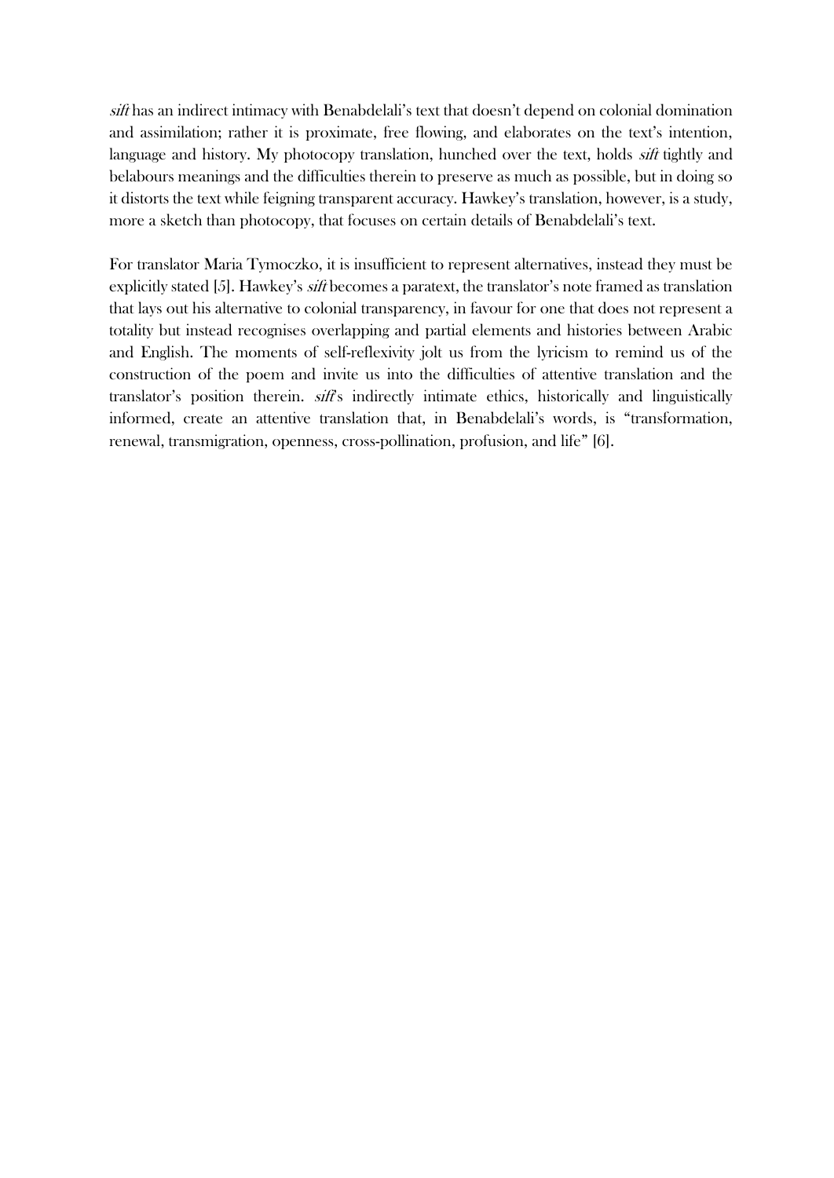*sift* has an indirect intimacy with Benabdelali's text that doesn't depend on colonial domination and assimilation; rather it is proximate, free flowing, and elaborates on the text's intention, language and history. My photocopy translation, hunched over the text, holds *sift* tightly and belabours meanings and the difficulties therein to preserve as much as possible, but in doing so it distorts the text while feigning transparent accuracy. Hawkey's translation, however, is a study, more a sketch than photocopy, that focuses on certain details of Benabdelali's text.

For translator Maria Tymoczko, it is insufficient to represent alternatives, instead they must be explicitly stated [5]. Hawkey's *sift* becomes a paratext, the translator's note framed as translation that lays out his alternative to colonial transparency, in favour for one that does not represent a totality but instead recognises overlapping and partial elements and histories between Arabic and English. The moments of self-reflexivity jolt us from the lyricism to remind us of the construction of the poem and invite us into the difficulties of attentive translation and the translator's position therein. *sift*'s indirectly intimate ethics, historically and linguistically informed, create an attentive translation that, in Benabdelali's words, is "transformation, renewal, transmigration, openness, cross-pollination, profusion, and life" [6].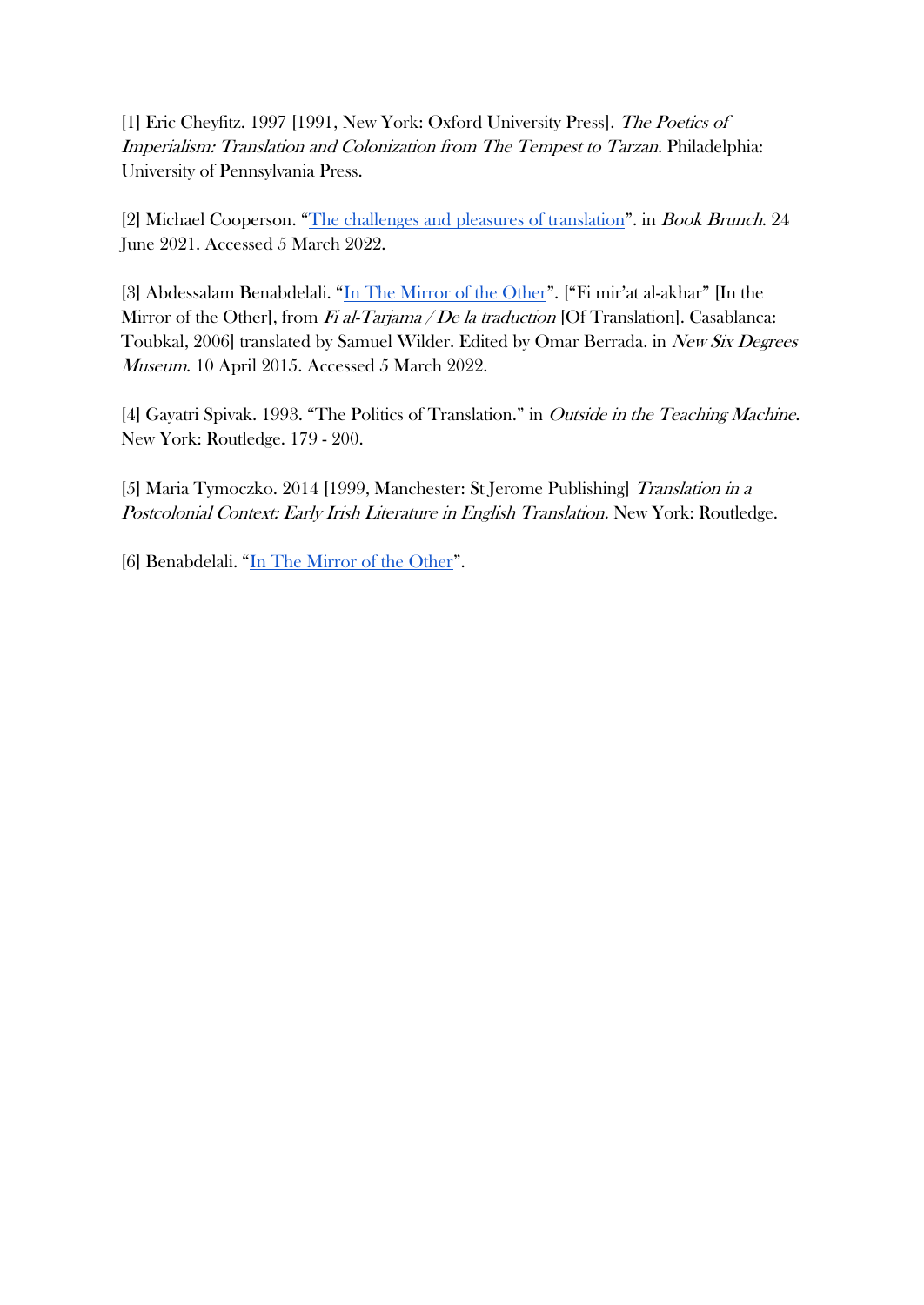[1] Eric Cheyfitz. 1997 [1991, New York: Oxford University Press]. *The Poetics of Imperialism: Translation and Colonization from The Tempest to Tarzan*. Philadelphia: University of Pennsylvania Press.

[2] Michael Cooperson. "The challenges and pleasures of translation". in *Book Brunch*. 24 June 2021. Accessed 5 March 2022.

[3] Abdessalam Benabdelali. "In The Mirror of the Other". ["Fi mir'at al-akhar" [In the Mirror of the Other], from *Fi al-Tarjama / De la traduction* [Of Translation]. Casablanca: Toubkal, 2006] translated by Samuel Wilder. Edited by Omar Berrada. in *New Six Degrees Museum*. 10 April 2015. Accessed 5 March 2022.

[4] Gayatri Spivak. 1993. "The Politics of Translation." in *Outside in the Teaching Machine*. New York: Routledge. 179 - 200.

[5] Maria Tymoczko. 2014 [1999, Manchester: St Jerome Publishing] *Translation in a Postcolonial Context: Early Irish Literature in English Translation.* New York: Routledge.

[6] Benabdelali. "In The Mirror of the Other".